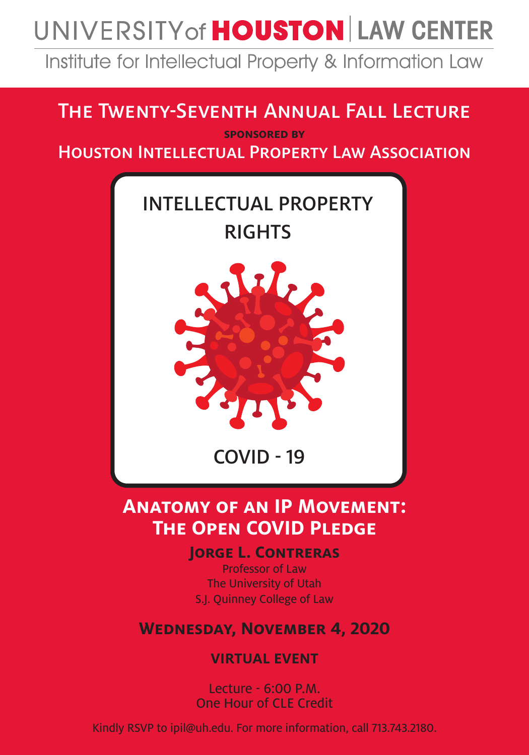# UNIVERSITY of HOUSTON | LAW CENTER

Institute for Intellectual Property & Information Law

## The Twenty-Seventh Annual Fall Lecture

**SPONSORED BY**

Houston Intellectual Property Law Association

INTELLECTUAL PROPERTY RIGHTS

COVID - 19

## Anatomy of an IP Movement: The Open COVID Pledge

**Jorge L. Contreras**

Professor of Law
The University of Utah
S.J. Quinney College of Law

**Wednesday, November 4, 2020**

**VIRTUAL EVENT**

Lecture - 6:00 P.M.
One Hour of CLE Credit

Kindly RSVP to ipil@uh.edu. For more information, call 713.743.2180.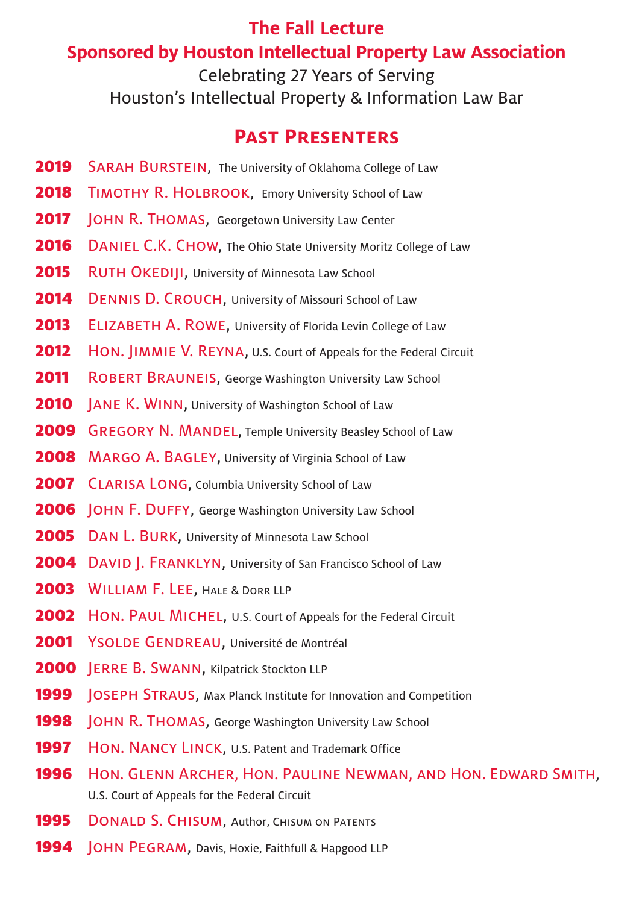# The Fall Lecture

## Sponsored by Houston Intellectual Property Law Association

Celebrating 27 Years of Serving
Houston's Intellectual Property & Information Law Bar

## Past Presenters

**2019** Sarah Burstein, The University of Oklahoma College of Law

**2018** Timothy R. Holbrook, Emory University School of Law

**2017** John R. Thomas, Georgetown University Law Center

**2016** Daniel C.K. Chow, The Ohio State University Moritz College of Law

**2015** Ruth Okediji, University of Minnesota Law School

**2014** Dennis D. Crouch, University of Missouri School of Law

**2013** Elizabeth A. Rowe, University of Florida Levin College of Law

**2012** Hon. Jimmie V. Reyna, U.S. Court of Appeals for the Federal Circuit

**2011** Robert Brauneis, George Washington University Law School

**2010** Jane K. Winn, University of Washington School of Law

**2009** Gregory N. Mandel, Temple University Beasley School of Law

**2008** Margo A. Bagley, University of Virginia School of Law

**2007** Clarisa Long, Columbia University School of Law

**2006** John F. Duffy, George Washington University Law School

**2005** Dan L. Burk, University of Minnesota Law School

**2004** David J. Franklyn, University of San Francisco School of Law

**2003** William F. Lee, Hale & Dorr LLP

**2002** Hon. Paul Michel, U.S. Court of Appeals for the Federal Circuit

**2001** Ysolde Gendreau, Université de Montréal

**2000** Jerre B. Swann, Kilpatrick Stockton LLP

**1999** Joseph Straus, Max Planck Institute for Innovation and Competition

**1998** John R. Thomas, George Washington University Law School

**1997** Hon. Nancy Linck, U.S. Patent and Trademark Office

**1996** Hon. Glenn Archer, Hon. Pauline Newman, and Hon. Edward Smith, U.S. Court of Appeals for the Federal Circuit

**1995** Donald S. Chisum, Author, Chisum on Patents

**1994** John Pegram, Davis, Hoxie, Faithfull & Hapgood LLP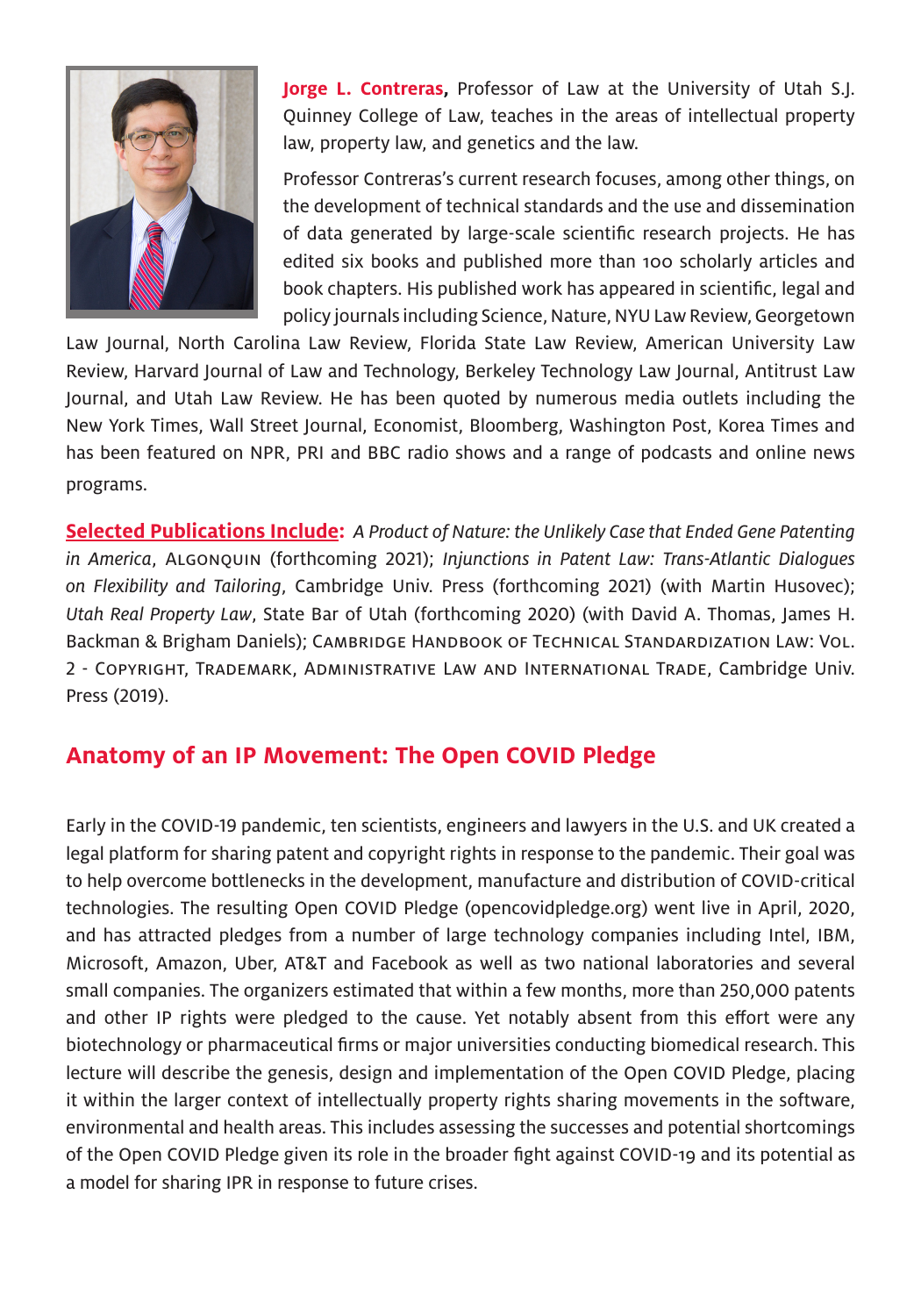**Jorge L. Contreras**, Professor of Law at the University of Utah S.J. Quinney College of Law, teaches in the areas of intellectual property law, property law, and genetics and the law.

Professor Contreras's current research focuses, among other things, on the development of technical standards and the use and dissemination of data generated by large-scale scientific research projects. He has edited six books and published more than 100 scholarly articles and book chapters. His published work has appeared in scientific, legal and policy journals including Science, Nature, NYU Law Review, Georgetown Law Journal, North Carolina Law Review, Florida State Law Review, American University Law Review, Harvard Journal of Law and Technology, Berkeley Technology Law Journal, Antitrust Law Journal, and Utah Law Review. He has been quoted by numerous media outlets including the New York Times, Wall Street Journal, Economist, Bloomberg, Washington Post, Korea Times and has been featured on NPR, PRI and BBC radio shows and a range of podcasts and online news programs.

**Selected Publications Include:** *A Product of Nature: the Unlikely Case that Ended Gene Patenting in America*, Algonquin (forthcoming 2021); *Injunctions in Patent Law: Trans-Atlantic Dialogues on Flexibility and Tailoring*, Cambridge Univ. Press (forthcoming 2021) (with Martin Husovec); *Utah Real Property Law*, State Bar of Utah (forthcoming 2020) (with David A. Thomas, James H. Backman & Brigham Daniels); Cambridge Handbook of Technical Standardization Law: Vol. 2 - Copyright, Trademark, Administrative Law and International Trade, Cambridge Univ. Press (2019).

## Anatomy of an IP Movement: The Open COVID Pledge

Early in the COVID-19 pandemic, ten scientists, engineers and lawyers in the U.S. and UK created a legal platform for sharing patent and copyright rights in response to the pandemic. Their goal was to help overcome bottlenecks in the development, manufacture and distribution of COVID-critical technologies. The resulting Open COVID Pledge (opencovidpledge.org) went live in April, 2020, and has attracted pledges from a number of large technology companies including Intel, IBM, Microsoft, Amazon, Uber, AT&T and Facebook as well as two national laboratories and several small companies. The organizers estimated that within a few months, more than 250,000 patents and other IP rights were pledged to the cause. Yet notably absent from this effort were any biotechnology or pharmaceutical firms or major universities conducting biomedical research. This lecture will describe the genesis, design and implementation of the Open COVID Pledge, placing it within the larger context of intellectually property rights sharing movements in the software, environmental and health areas. This includes assessing the successes and potential shortcomings of the Open COVID Pledge given its role in the broader fight against COVID-19 and its potential as a model for sharing IPR in response to future crises.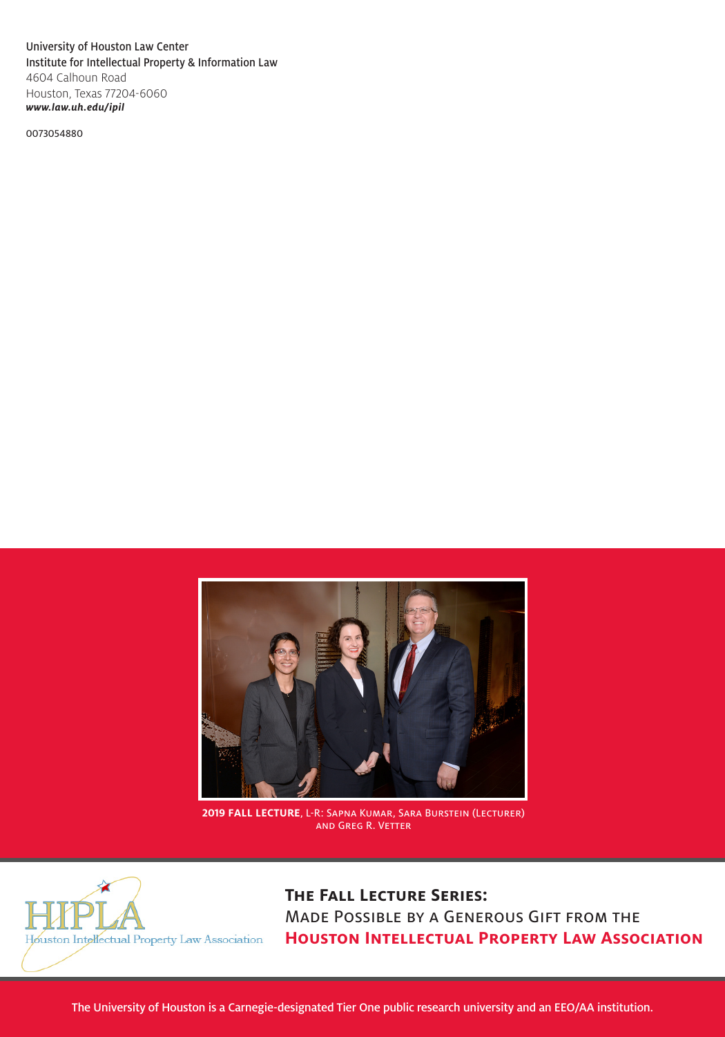University of Houston Law Center
Institute for Intellectual Property & Information Law
4604 Calhoun Road
Houston, Texas 77204-6060
***www.law.uh.edu/ipil***

0073054880

**2019 FALL LECTURE**, L-R: SAPNA KUMAR, SARA BURSTEIN (LECTURER) AND GREG R. VETTER

HIPLA
Houston Intellectual Property Law Association

**THE FALL LECTURE SERIES:**
MADE POSSIBLE BY A GENEROUS GIFT FROM THE
**HOUSTON INTELLECTUAL PROPERTY LAW ASSOCIATION**

The University of Houston is a Carnegie-designated Tier One public research university and an EEO/AA institution.